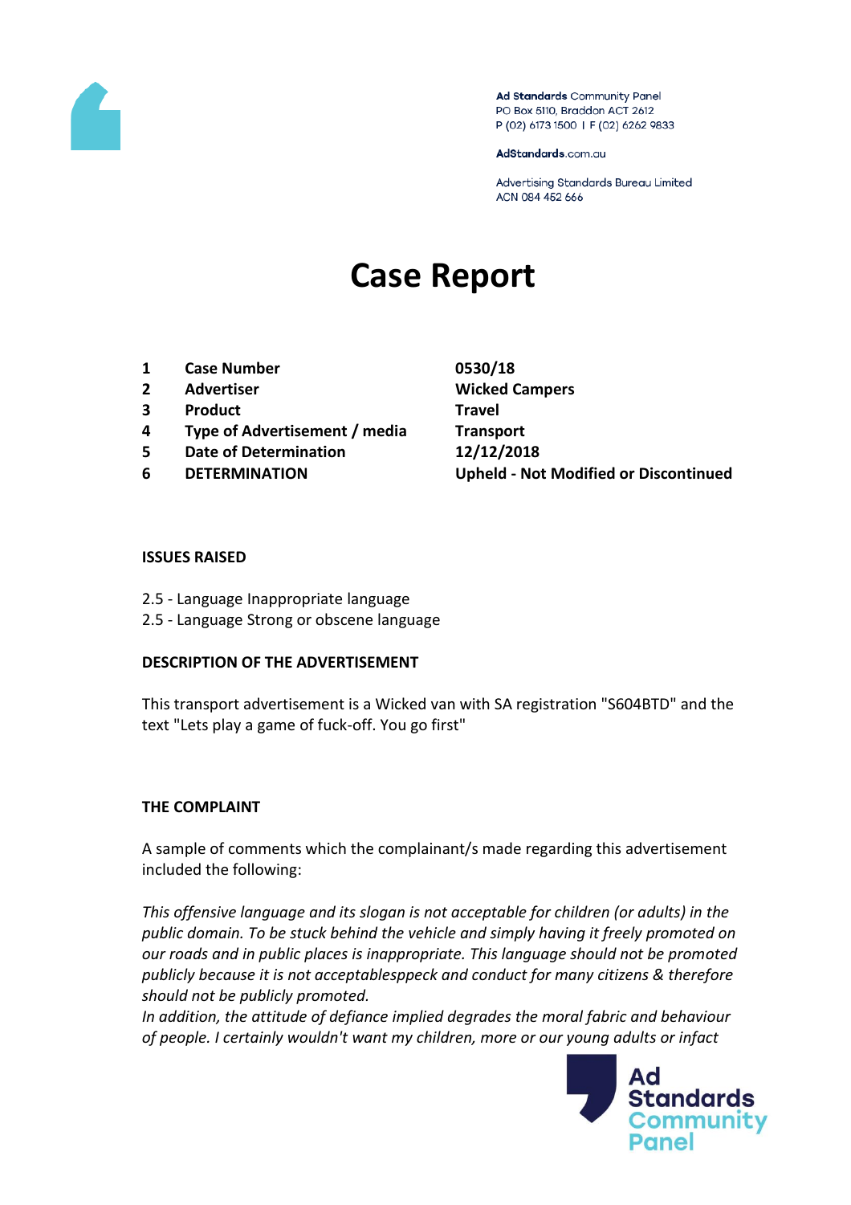Ad Standards Community Panel
PO Box 5110, Braddon ACT 2612
P (02) 6173 1500 | F (02) 6262 9833

AdStandards.com.au

Advertising Standards Bureau Limited
ACN 084 452 666

# Case Report

| | | |
|---|---|---|
| 1 | **Case Number** | **0530/18** |
| 2 | **Advertiser** | **Wicked Campers** |
| 3 | **Product** | **Travel** |
| 4 | **Type of Advertisement / media** | **Transport** |
| 5 | **Date of Determination** | **12/12/2018** |
| 6 | **DETERMINATION** | **Upheld - Not Modified or Discontinued** |

### ISSUES RAISED

2.5 - Language Inappropriate language
2.5 - Language Strong or obscene language

### DESCRIPTION OF THE ADVERTISEMENT

This transport advertisement is a Wicked van with SA registration "S604BTD" and the text "Lets play a game of fuck-off. You go first"

### THE COMPLAINT

A sample of comments which the complainant/s made regarding this advertisement included the following:

*This offensive language and its slogan is not acceptable for children (or adults) in the public domain. To be stuck behind the vehicle and simply having it freely promoted on our roads and in public places is inappropriate. This language should not be promoted publicly because it is not acceptablesppeck and conduct for many citizens & therefore should not be publicly promoted.*
*In addition, the attitude of defiance implied degrades the moral fabric and behaviour of people. I certainly wouldn't want my children, more or our young adults or infact*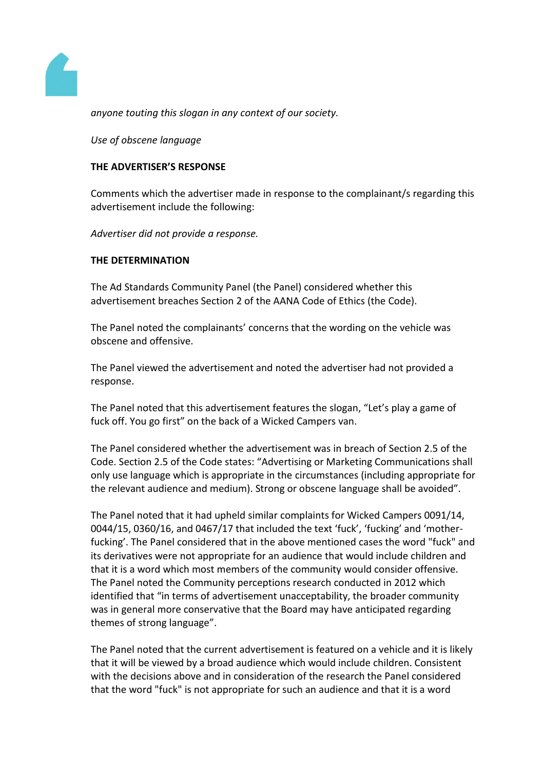*anyone touting this slogan in any context of our society.*

*Use of obscene language*

**THE ADVERTISER'S RESPONSE**

Comments which the advertiser made in response to the complainant/s regarding this advertisement include the following:

*Advertiser did not provide a response.*

**THE DETERMINATION**

The Ad Standards Community Panel (the Panel) considered whether this advertisement breaches Section 2 of the AANA Code of Ethics (the Code).

The Panel noted the complainants' concerns that the wording on the vehicle was obscene and offensive.

The Panel viewed the advertisement and noted the advertiser had not provided a response.

The Panel noted that this advertisement features the slogan, "Let's play a game of fuck off. You go first" on the back of a Wicked Campers van.

The Panel considered whether the advertisement was in breach of Section 2.5 of the Code. Section 2.5 of the Code states: "Advertising or Marketing Communications shall only use language which is appropriate in the circumstances (including appropriate for the relevant audience and medium). Strong or obscene language shall be avoided".

The Panel noted that it had upheld similar complaints for Wicked Campers 0091/14, 0044/15, 0360/16, and 0467/17 that included the text 'fuck', 'fucking' and 'mother-fucking'. The Panel considered that in the above mentioned cases the word "fuck" and its derivatives were not appropriate for an audience that would include children and that it is a word which most members of the community would consider offensive. The Panel noted the Community perceptions research conducted in 2012 which identified that "in terms of advertisement unacceptability, the broader community was in general more conservative that the Board may have anticipated regarding themes of strong language".

The Panel noted that the current advertisement is featured on a vehicle and it is likely that it will be viewed by a broad audience which would include children. Consistent with the decisions above and in consideration of the research the Panel considered that the word "fuck" is not appropriate for such an audience and that it is a word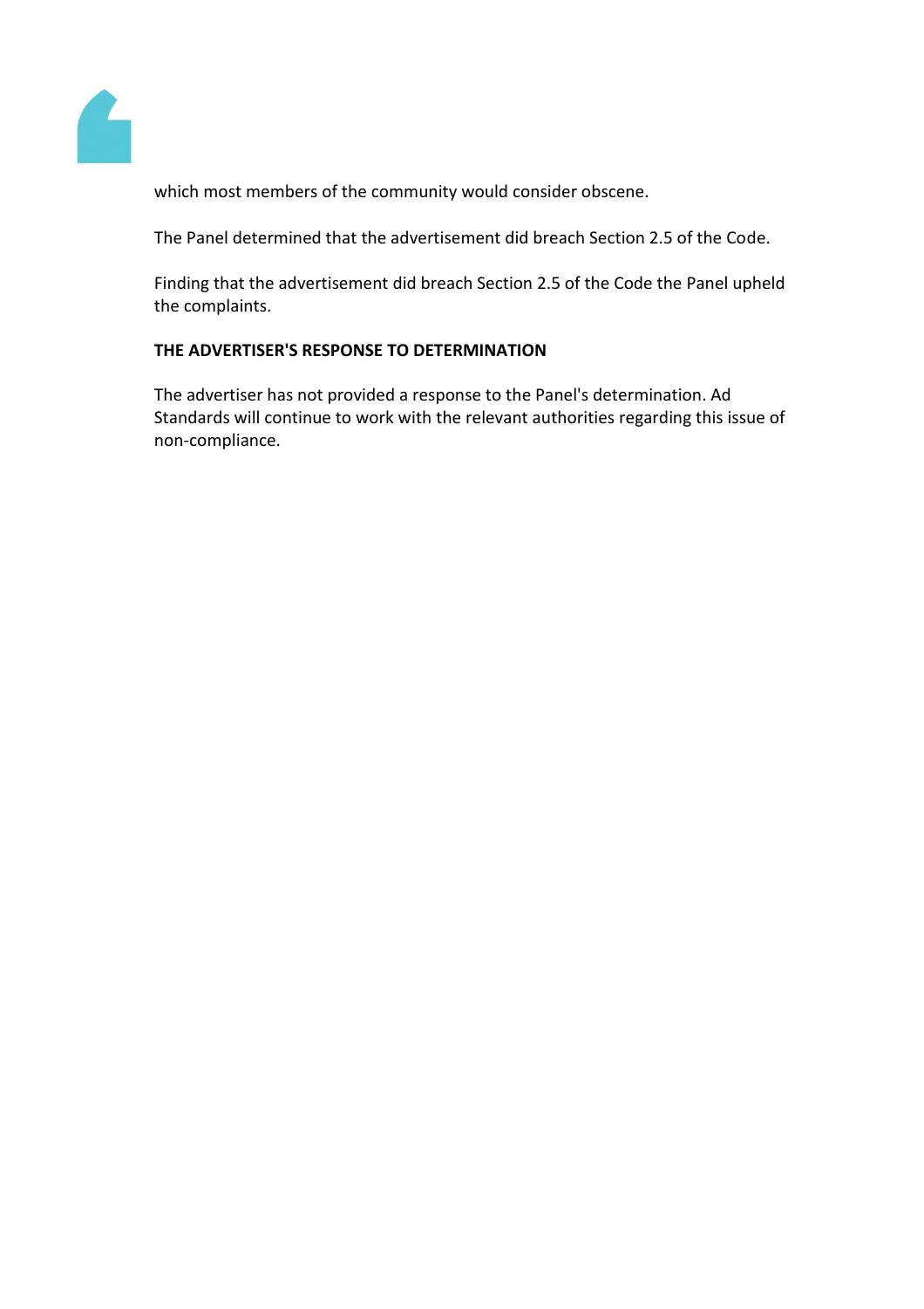which most members of the community would consider obscene.

The Panel determined that the advertisement did breach Section 2.5 of the Code.

Finding that the advertisement did breach Section 2.5 of the Code the Panel upheld the complaints.

**THE ADVERTISER'S RESPONSE TO DETERMINATION**

The advertiser has not provided a response to the Panel's determination. Ad Standards will continue to work with the relevant authorities regarding this issue of non-compliance.